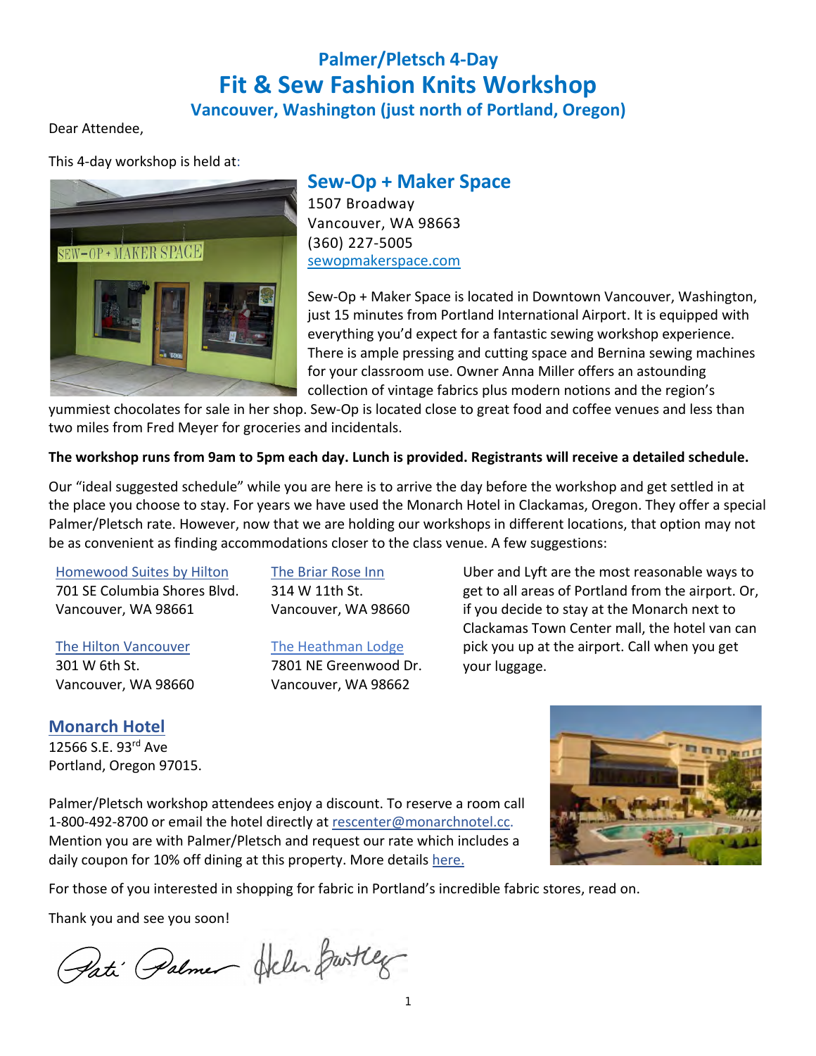# Palmer/Pletsch 4-Day
# Fit & Sew Fashion Knits Workshop
### Vancouver, Washington (just north of Portland, Oregon)

Dear Attendee,

This 4-day workshop is held at:

## Sew-Op + Maker Space

1507 Broadway
Vancouver, WA 98663
(360) 227-5005
[sewopmakerspace.com](sewopmakerspace.com)

Sew-Op + Maker Space is located in Downtown Vancouver, Washington, just 15 minutes from Portland International Airport. It is equipped with everything you'd expect for a fantastic sewing workshop experience. There is ample pressing and cutting space and Bernina sewing machines for your classroom use. Owner Anna Miller offers an astounding collection of vintage fabrics plus modern notions and the region's yummiest chocolates for sale in her shop. Sew-Op is located close to great food and coffee venues and less than two miles from Fred Meyer for groceries and incidentals.

**The workshop runs from 9am to 5pm each day. Lunch is provided. Registrants will receive a detailed schedule.**

Our "ideal suggested schedule" while you are here is to arrive the day before the workshop and get settled in at the place you choose to stay. For years we have used the Monarch Hotel in Clackamas, Oregon. They offer a special Palmer/Pletsch rate. However, now that we are holding our workshops in different locations, that option may not be as convenient as finding accommodations closer to the class venue. A few suggestions:

Homewood Suites by Hilton
701 SE Columbia Shores Blvd.
Vancouver, WA 98661

The Hilton Vancouver
301 W 6th St.
Vancouver, WA 98660

The Briar Rose Inn
314 W 11th St.
Vancouver, WA 98660

The Heathman Lodge
7801 NE Greenwood Dr.
Vancouver, WA 98662

Uber and Lyft are the most reasonable ways to get to all areas of Portland from the airport. Or, if you decide to stay at the Monarch next to Clackamas Town Center mall, the hotel van can pick you up at the airport. Call when you get your luggage.

## Monarch Hotel

12566 S.E. 93rd Ave
Portland, Oregon 97015.

Palmer/Pletsch workshop attendees enjoy a discount. To reserve a room call 1-800-492-8700 or email the hotel directly at rescenter@monarchnotel.cc. Mention you are with Palmer/Pletsch and request our rate which includes a daily coupon for 10% off dining at this property. More details here.

For those of you interested in shopping for fabric in Portland's incredible fabric stores, read on.

Thank you and see you soon!

Pati Palmer Helen Bartley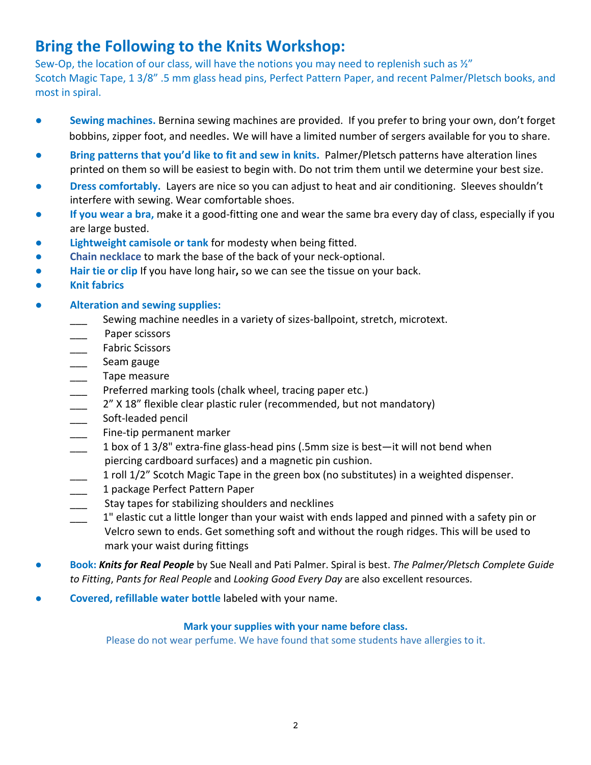## Bring the Following to the Knits Workshop:

Sew-Op, the location of our class, will have the notions you may need to replenish such as ½" Scotch Magic Tape, 1 3/8" .5 mm glass head pins, Perfect Pattern Paper, and recent Palmer/Pletsch books, and most in spiral.

- **Sewing machines.** Bernina sewing machines are provided. If you prefer to bring your own, don't forget bobbins, zipper foot, and needles. We will have a limited number of sergers available for you to share.
- **Bring patterns that you'd like to fit and sew in knits.** Palmer/Pletsch patterns have alteration lines printed on them so will be easiest to begin with. Do not trim them until we determine your best size.
- **Dress comfortably.** Layers are nice so you can adjust to heat and air conditioning. Sleeves shouldn't interfere with sewing. Wear comfortable shoes.
- **If you wear a bra,** make it a good-fitting one and wear the same bra every day of class, especially if you are large busted.
- **Lightweight camisole or tank** for modesty when being fitted.
- **Chain necklace** to mark the base of the back of your neck-optional.
- **Hair tie or clip** If you have long hair**,** so we can see the tissue on your back.
- **Knit fabrics**
- **Alteration and sewing supplies:**
  - ___ Sewing machine needles in a variety of sizes-ballpoint, stretch, microtext.
  - ___ Paper scissors
  - ___ Fabric Scissors
  - ___ Seam gauge
  - ___ Tape measure
  - ___ Preferred marking tools (chalk wheel, tracing paper etc.)
  - ___ 2" X 18" flexible clear plastic ruler (recommended, but not mandatory)
  - ___ Soft-leaded pencil
  - ___ Fine-tip permanent marker
  - ___ 1 box of 1 3/8" extra-fine glass-head pins (.5mm size is best—it will not bend when piercing cardboard surfaces) and a magnetic pin cushion.
  - ___ 1 roll 1/2" Scotch Magic Tape in the green box (no substitutes) in a weighted dispenser.
  - ___ 1 package Perfect Pattern Paper
  - ___ Stay tapes for stabilizing shoulders and necklines
  - ___ 1" elastic cut a little longer than your waist with ends lapped and pinned with a safety pin or Velcro sewn to ends. Get something soft and without the rough ridges. This will be used to mark your waist during fittings
- **Book:** ***Knits for Real People*** by Sue Neall and Pati Palmer. Spiral is best. *The Palmer/Pletsch Complete Guide to Fitting*, *Pants for Real People* and *Looking Good Every Day* are also excellent resources.
- **Covered, refillable water bottle** labeled with your name.

**Mark your supplies with your name before class.**

Please do not wear perfume. We have found that some students have allergies to it.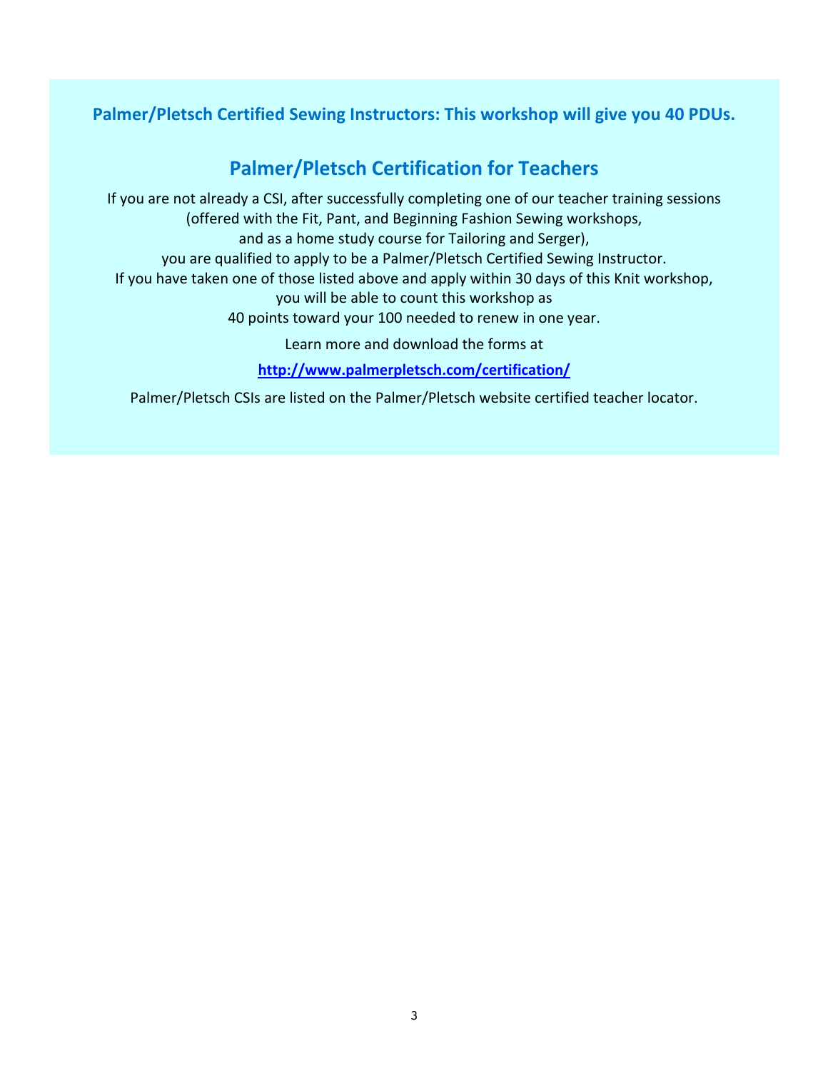**Palmer/Pletsch Certified Sewing Instructors: This workshop will give you 40 PDUs.**

## Palmer/Pletsch Certification for Teachers

If you are not already a CSI, after successfully completing one of our teacher training sessions (offered with the Fit, Pant, and Beginning Fashion Sewing workshops, and as a home study course for Tailoring and Serger), you are qualified to apply to be a Palmer/Pletsch Certified Sewing Instructor. If you have taken one of those listed above and apply within 30 days of this Knit workshop, you will be able to count this workshop as 40 points toward your 100 needed to renew in one year.

Learn more and download the forms at

**http://www.palmerpletsch.com/certification/**

Palmer/Pletsch CSIs are listed on the Palmer/Pletsch website certified teacher locator.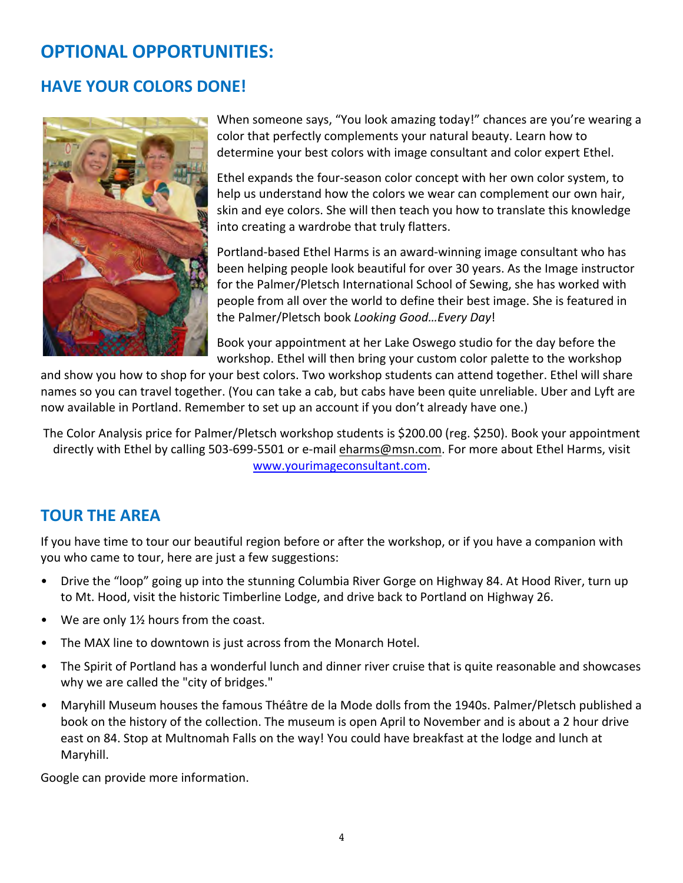# OPTIONAL OPPORTUNITIES:

## HAVE YOUR COLORS DONE!

When someone says, “You look amazing today!” chances are you’re wearing a color that perfectly complements your natural beauty. Learn how to determine your best colors with image consultant and color expert Ethel.

Ethel expands the four-season color concept with her own color system, to help us understand how the colors we wear can complement our own hair, skin and eye colors. She will then teach you how to translate this knowledge into creating a wardrobe that truly flatters.

Portland-based Ethel Harms is an award-winning image consultant who has been helping people look beautiful for over 30 years. As the Image instructor for the Palmer/Pletsch International School of Sewing, she has worked with people from all over the world to define their best image. She is featured in the Palmer/Pletsch book *Looking Good…Every Day*!

Book your appointment at her Lake Oswego studio for the day before the workshop. Ethel will then bring your custom color palette to the workshop and show you how to shop for your best colors. Two workshop students can attend together. Ethel will share names so you can travel together. (You can take a cab, but cabs have been quite unreliable. Uber and Lyft are now available in Portland. Remember to set up an account if you don’t already have one.)

The Color Analysis price for Palmer/Pletsch workshop students is $200.00 (reg. $250). Book your appointment directly with Ethel by calling 503-699-5501 or e-mail eharms@msn.com. For more about Ethel Harms, visit www.yourimageconsultant.com.

## TOUR THE AREA

If you have time to tour our beautiful region before or after the workshop, or if you have a companion with you who came to tour, here are just a few suggestions:

- Drive the “loop” going up into the stunning Columbia River Gorge on Highway 84. At Hood River, turn up to Mt. Hood, visit the historic Timberline Lodge, and drive back to Portland on Highway 26.
- We are only 1½ hours from the coast.
- The MAX line to downtown is just across from the Monarch Hotel.
- The Spirit of Portland has a wonderful lunch and dinner river cruise that is quite reasonable and showcases why we are called the "city of bridges."
- Maryhill Museum houses the famous Théâtre de la Mode dolls from the 1940s. Palmer/Pletsch published a book on the history of the collection. The museum is open April to November and is about a 2 hour drive east on 84. Stop at Multnomah Falls on the way! You could have breakfast at the lodge and lunch at Maryhill.

Google can provide more information.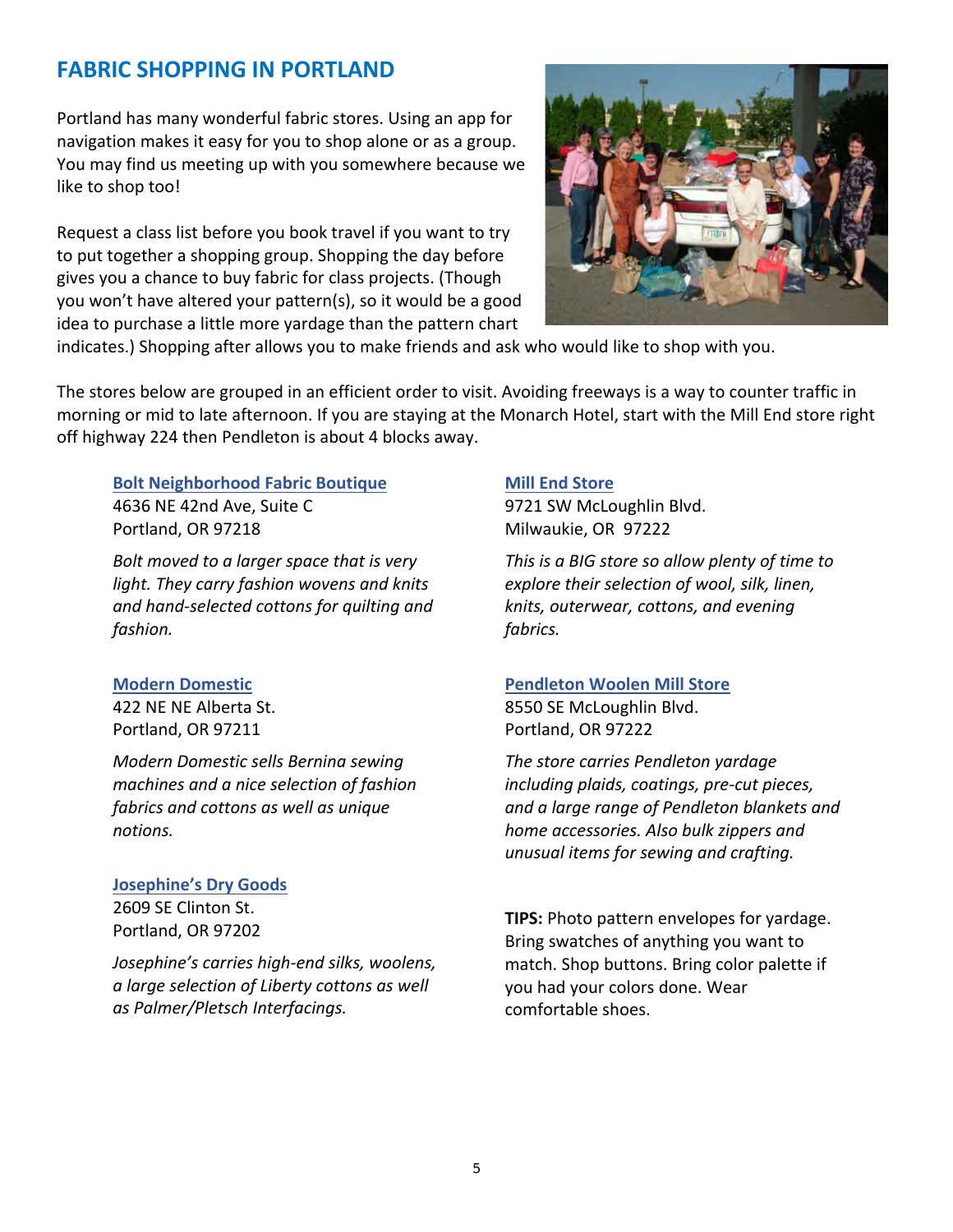## FABRIC SHOPPING IN PORTLAND

Portland has many wonderful fabric stores. Using an app for navigation makes it easy for you to shop alone or as a group. You may find us meeting up with you somewhere because we like to shop too!

Request a class list before you book travel if you want to try to put together a shopping group. Shopping the day before gives you a chance to buy fabric for class projects. (Though you won't have altered your pattern(s), so it would be a good idea to purchase a little more yardage than the pattern chart indicates.) Shopping after allows you to make friends and ask who would like to shop with you.

The stores below are grouped in an efficient order to visit. Avoiding freeways is a way to counter traffic in morning or mid to late afternoon. If you are staying at the Monarch Hotel, start with the Mill End store right off highway 224 then Pendleton is about 4 blocks away.

**Bolt Neighborhood Fabric Boutique**
4636 NE 42nd Ave, Suite C
Portland, OR 97218

*Bolt moved to a larger space that is very light. They carry fashion wovens and knits and hand-selected cottons for quilting and fashion.*

**Modern Domestic**
422 NE NE Alberta St.
Portland, OR 97211

*Modern Domestic sells Bernina sewing machines and a nice selection of fashion fabrics and cottons as well as unique notions.*

**Josephine's Dry Goods**
2609 SE Clinton St.
Portland, OR 97202

*Josephine's carries high-end silks, woolens, a large selection of Liberty cottons as well as Palmer/Pletsch Interfacings.*

**Mill End Store**
9721 SW McLoughlin Blvd.
Milwaukie, OR 97222

*This is a BIG store so allow plenty of time to explore their selection of wool, silk, linen, knits, outerwear, cottons, and evening fabrics.*

**Pendleton Woolen Mill Store**
8550 SE McLoughlin Blvd.
Portland, OR 97222

*The store carries Pendleton yardage including plaids, coatings, pre-cut pieces, and a large range of Pendleton blankets and home accessories. Also bulk zippers and unusual items for sewing and crafting.*

**TIPS:** Photo pattern envelopes for yardage. Bring swatches of anything you want to match. Shop buttons. Bring color palette if you had your colors done. Wear comfortable shoes.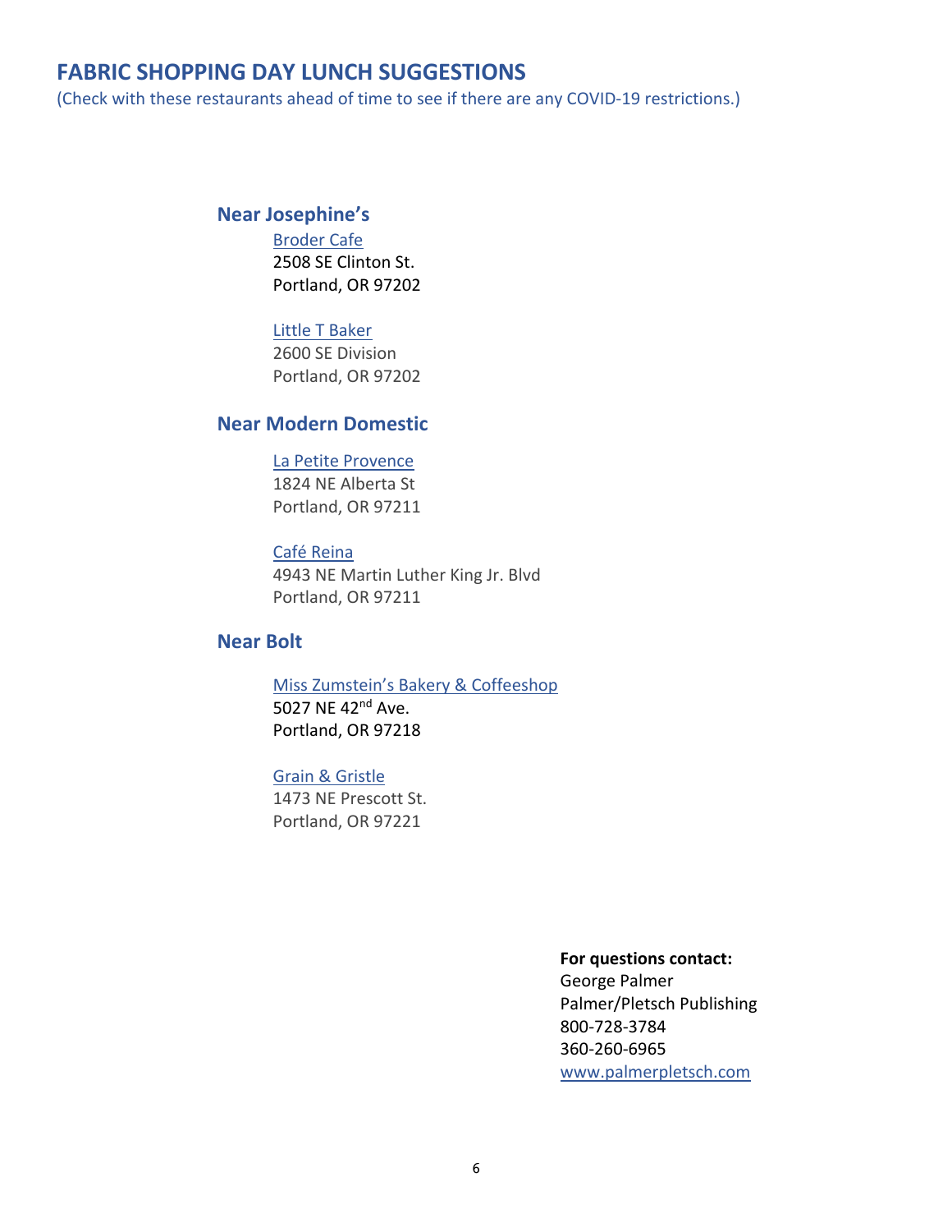# FABRIC SHOPPING DAY LUNCH SUGGESTIONS

(Check with these restaurants ahead of time to see if there are any COVID-19 restrictions.)

## Near Josephine's

Broder Cafe
2508 SE Clinton St.
Portland, OR 97202

Little T Baker
2600 SE Division
Portland, OR 97202

## Near Modern Domestic

La Petite Provence
1824 NE Alberta St
Portland, OR 97211

Café Reina
4943 NE Martin Luther King Jr. Blvd
Portland, OR 97211

## Near Bolt

Miss Zumstein's Bakery & Coffeeshop
5027 NE 42nd Ave.
Portland, OR 97218

Grain & Gristle
1473 NE Prescott St.
Portland, OR 97221

**For questions contact:**
George Palmer
Palmer/Pletsch Publishing
800-728-3784
360-260-6965
www.palmerpletsch.com